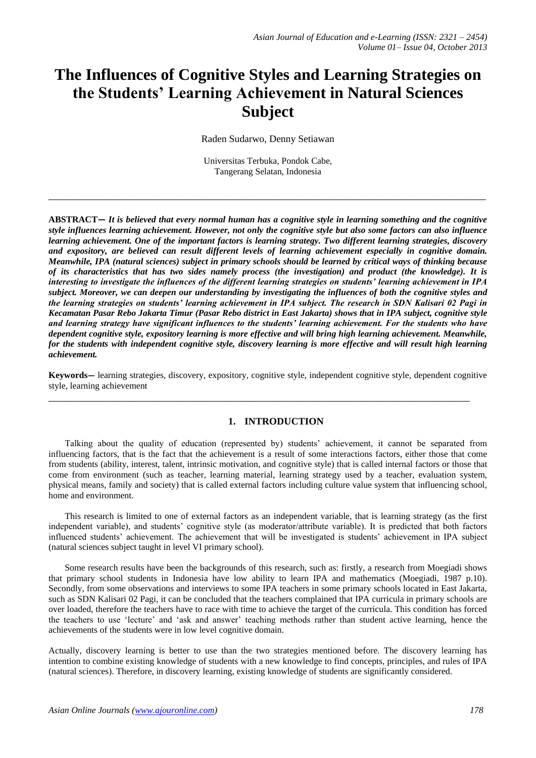# The Influences of Cognitive Styles and Learning Strategies on the Students' Learning Achievement in Natural Sciences Subject

Raden Sudarwo, Denny Setiawan

Universitas Terbuka, Pondok Cabe,
Tangerang Selatan, Indonesia

---

**ABSTRACT—** ***It is believed that every normal human has a cognitive style in learning something and the cognitive style influences learning achievement. However, not only the cognitive style but also some factors can also influence learning achievement. One of the important factors is learning strategy. Two different learning strategies, discovery and expository, are believed can result different levels of learning achievement especially in cognitive domain. Meanwhile, IPA (natural sciences) subject in primary schools should be learned by critical ways of thinking because of its characteristics that has two sides namely process (the investigation) and product (the knowledge). It is interesting to investigate the influences of the different learning strategies on students' learning achievement in IPA subject. Moreover, we can deepen our understanding by investigating the influences of both the cognitive styles and the learning strategies on students' learning achievement in IPA subject. The research in SDN Kalisari 02 Pagi in Kecamatan Pasar Rebo Jakarta Timur (Pasar Rebo district in East Jakarta) shows that in IPA subject, cognitive style and learning strategy have significant influences to the students' learning achievement. For the students who have dependent cognitive style, expository learning is more effective and will bring high learning achievement. Meanwhile, for the students with independent cognitive style, discovery learning is more effective and will result high learning achievement.***

**Keywords—** learning strategies, discovery, expository, cognitive style, independent cognitive style, dependent cognitive style, learning achievement

---

## 1. INTRODUCTION

Talking about the quality of education (represented by) students' achievement, it cannot be separated from influencing factors, that is the fact that the achievement is a result of some interactions factors, either those that come from students (ability, interest, talent, intrinsic motivation, and cognitive style) that is called internal factors or those that come from environment (such as teacher, learning material, learning strategy used by a teacher, evaluation system, physical means, family and society) that is called external factors including culture value system that influencing school, home and environment.

This research is limited to one of external factors as an independent variable, that is learning strategy (as the first independent variable), and students' cognitive style (as moderator/attribute variable). It is predicted that both factors influenced students' achievement. The achievement that will be investigated is students' achievement in IPA subject (natural sciences subject taught in level VI primary school).

Some research results have been the backgrounds of this research, such as: firstly, a research from Moegiadi shows that primary school students in Indonesia have low ability to learn IPA and mathematics (Moegiadi, 1987 p.10). Secondly, from some observations and interviews to some IPA teachers in some primary schools located in East Jakarta, such as SDN Kalisari 02 Pagi, it can be concluded that the teachers complained that IPA curricula in primary schools are over loaded, therefore the teachers have to race with time to achieve the target of the curricula. This condition has forced the teachers to use 'lecture' and 'ask and answer' teaching methods rather than student active learning, hence the achievements of the students were in low level cognitive domain.

Actually, discovery learning is better to use than the two strategies mentioned before. The discovery learning has intention to combine existing knowledge of students with a new knowledge to find concepts, principles, and rules of IPA (natural sciences). Therefore, in discovery learning, existing knowledge of students are significantly considered.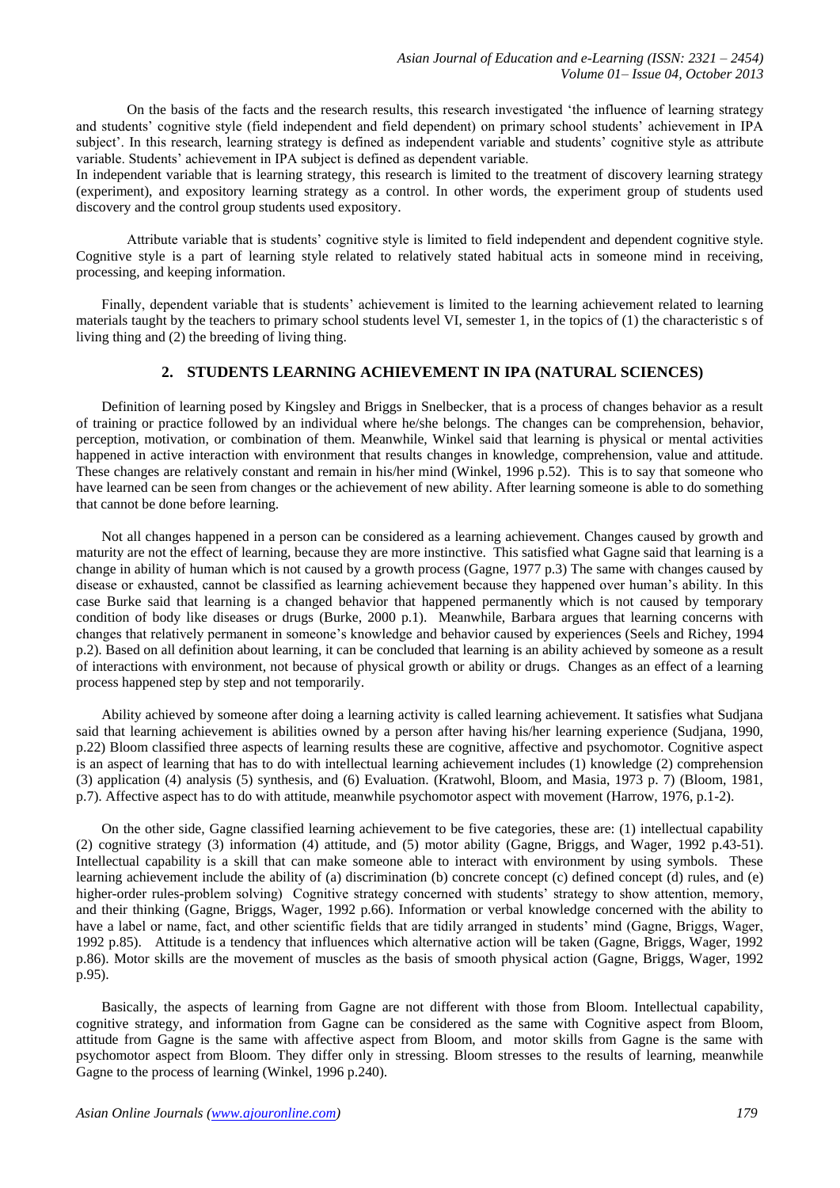On the basis of the facts and the research results, this research investigated 'the influence of learning strategy and students' cognitive style (field independent and field dependent) on primary school students' achievement in IPA subject'. In this research, learning strategy is defined as independent variable and students' cognitive style as attribute variable. Students' achievement in IPA subject is defined as dependent variable.

In independent variable that is learning strategy, this research is limited to the treatment of discovery learning strategy (experiment), and expository learning strategy as a control. In other words, the experiment group of students used discovery and the control group students used expository.

Attribute variable that is students' cognitive style is limited to field independent and dependent cognitive style. Cognitive style is a part of learning style related to relatively stated habitual acts in someone mind in receiving, processing, and keeping information.

Finally, dependent variable that is students' achievement is limited to the learning achievement related to learning materials taught by the teachers to primary school students level VI, semester 1, in the topics of (1) the characteristic s of living thing and (2) the breeding of living thing.

## 2. STUDENTS LEARNING ACHIEVEMENT IN IPA (NATURAL SCIENCES)

Definition of learning posed by Kingsley and Briggs in Snelbecker, that is a process of changes behavior as a result of training or practice followed by an individual where he/she belongs. The changes can be comprehension, behavior, perception, motivation, or combination of them. Meanwhile, Winkel said that learning is physical or mental activities happened in active interaction with environment that results changes in knowledge, comprehension, value and attitude. These changes are relatively constant and remain in his/her mind (Winkel, 1996 p.52). This is to say that someone who have learned can be seen from changes or the achievement of new ability. After learning someone is able to do something that cannot be done before learning.

Not all changes happened in a person can be considered as a learning achievement. Changes caused by growth and maturity are not the effect of learning, because they are more instinctive. This satisfied what Gagne said that learning is a change in ability of human which is not caused by a growth process (Gagne, 1977 p.3) The same with changes caused by disease or exhausted, cannot be classified as learning achievement because they happened over human's ability. In this case Burke said that learning is a changed behavior that happened permanently which is not caused by temporary condition of body like diseases or drugs (Burke, 2000 p.1). Meanwhile, Barbara argues that learning concerns with changes that relatively permanent in someone's knowledge and behavior caused by experiences (Seels and Richey, 1994 p.2). Based on all definition about learning, it can be concluded that learning is an ability achieved by someone as a result of interactions with environment, not because of physical growth or ability or drugs. Changes as an effect of a learning process happened step by step and not temporarily.

Ability achieved by someone after doing a learning activity is called learning achievement. It satisfies what Sudjana said that learning achievement is abilities owned by a person after having his/her learning experience (Sudjana, 1990, p.22) Bloom classified three aspects of learning results these are cognitive, affective and psychomotor. Cognitive aspect is an aspect of learning that has to do with intellectual learning achievement includes (1) knowledge (2) comprehension (3) application (4) analysis (5) synthesis, and (6) Evaluation. (Kratwohl, Bloom, and Masia, 1973 p. 7) (Bloom, 1981, p.7). Affective aspect has to do with attitude, meanwhile psychomotor aspect with movement (Harrow, 1976, p.1-2).

On the other side, Gagne classified learning achievement to be five categories, these are: (1) intellectual capability (2) cognitive strategy (3) information (4) attitude, and (5) motor ability (Gagne, Briggs, and Wager, 1992 p.43-51). Intellectual capability is a skill that can make someone able to interact with environment by using symbols. These learning achievement include the ability of (a) discrimination (b) concrete concept (c) defined concept (d) rules, and (e) higher-order rules-problem solving) Cognitive strategy concerned with students' strategy to show attention, memory, and their thinking (Gagne, Briggs, Wager, 1992 p.66). Information or verbal knowledge concerned with the ability to have a label or name, fact, and other scientific fields that are tidily arranged in students' mind (Gagne, Briggs, Wager, 1992 p.85). Attitude is a tendency that influences which alternative action will be taken (Gagne, Briggs, Wager, 1992 p.86). Motor skills are the movement of muscles as the basis of smooth physical action (Gagne, Briggs, Wager, 1992 p.95).

Basically, the aspects of learning from Gagne are not different with those from Bloom. Intellectual capability, cognitive strategy, and information from Gagne can be considered as the same with Cognitive aspect from Bloom, attitude from Gagne is the same with affective aspect from Bloom, and motor skills from Gagne is the same with psychomotor aspect from Bloom. They differ only in stressing. Bloom stresses to the results of learning, meanwhile Gagne to the process of learning (Winkel, 1996 p.240).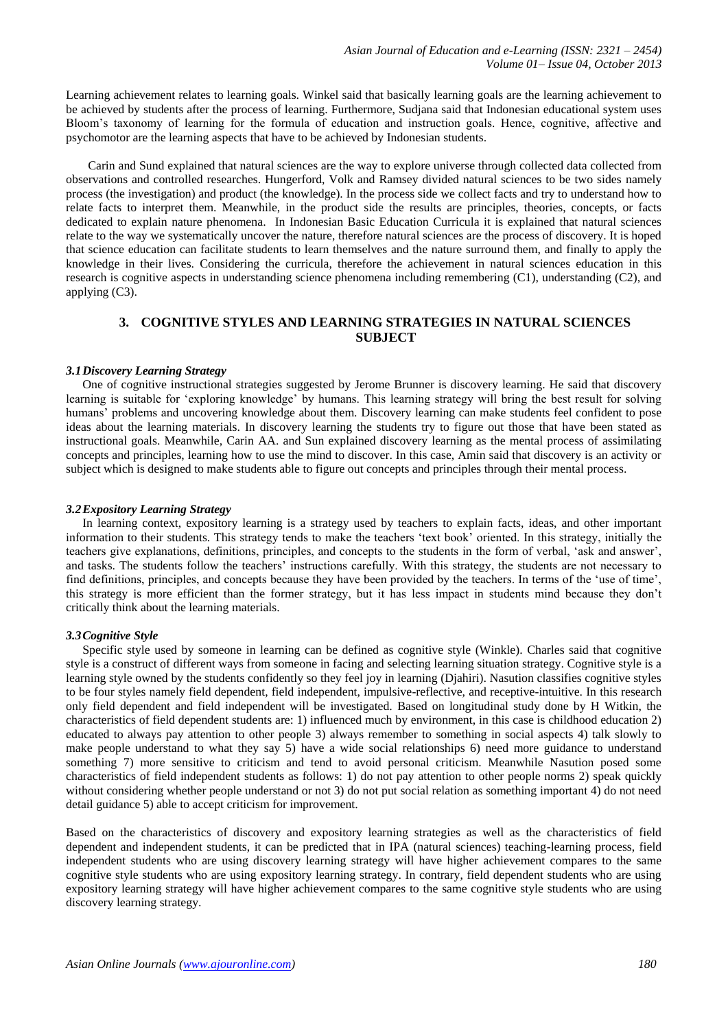Learning achievement relates to learning goals. Winkel said that basically learning goals are the learning achievement to be achieved by students after the process of learning. Furthermore, Sudjana said that Indonesian educational system uses Bloom's taxonomy of learning for the formula of education and instruction goals. Hence, cognitive, affective and psychomotor are the learning aspects that have to be achieved by Indonesian students.

Carin and Sund explained that natural sciences are the way to explore universe through collected data collected from observations and controlled researches. Hungerford, Volk and Ramsey divided natural sciences to be two sides namely process (the investigation) and product (the knowledge). In the process side we collect facts and try to understand how to relate facts to interpret them. Meanwhile, in the product side the results are principles, theories, concepts, or facts dedicated to explain nature phenomena. In Indonesian Basic Education Curricula it is explained that natural sciences relate to the way we systematically uncover the nature, therefore natural sciences are the process of discovery. It is hoped that science education can facilitate students to learn themselves and the nature surround them, and finally to apply the knowledge in their lives. Considering the curricula, therefore the achievement in natural sciences education in this research is cognitive aspects in understanding science phenomena including remembering (C1), understanding (C2), and applying (C3).

## 3. COGNITIVE STYLES AND LEARNING STRATEGIES IN NATURAL SCIENCES SUBJECT

### *3.1 Discovery Learning Strategy*

One of cognitive instructional strategies suggested by Jerome Brunner is discovery learning. He said that discovery learning is suitable for 'exploring knowledge' by humans. This learning strategy will bring the best result for solving humans' problems and uncovering knowledge about them. Discovery learning can make students feel confident to pose ideas about the learning materials. In discovery learning the students try to figure out those that have been stated as instructional goals. Meanwhile, Carin AA. and Sun explained discovery learning as the mental process of assimilating concepts and principles, learning how to use the mind to discover. In this case, Amin said that discovery is an activity or subject which is designed to make students able to figure out concepts and principles through their mental process.

### *3.2 Expository Learning Strategy*

In learning context, expository learning is a strategy used by teachers to explain facts, ideas, and other important information to their students. This strategy tends to make the teachers 'text book' oriented. In this strategy, initially the teachers give explanations, definitions, principles, and concepts to the students in the form of verbal, 'ask and answer', and tasks. The students follow the teachers' instructions carefully. With this strategy, the students are not necessary to find definitions, principles, and concepts because they have been provided by the teachers. In terms of the 'use of time', this strategy is more efficient than the former strategy, but it has less impact in students mind because they don't critically think about the learning materials.

### *3.3 Cognitive Style*

Specific style used by someone in learning can be defined as cognitive style (Winkle). Charles said that cognitive style is a construct of different ways from someone in facing and selecting learning situation strategy. Cognitive style is a learning style owned by the students confidently so they feel joy in learning (Djahiri). Nasution classifies cognitive styles to be four styles namely field dependent, field independent, impulsive-reflective, and receptive-intuitive. In this research only field dependent and field independent will be investigated. Based on longitudinal study done by H Witkin, the characteristics of field dependent students are: 1) influenced much by environment, in this case is childhood education 2) educated to always pay attention to other people 3) always remember to something in social aspects 4) talk slowly to make people understand to what they say 5) have a wide social relationships 6) need more guidance to understand something 7) more sensitive to criticism and tend to avoid personal criticism. Meanwhile Nasution posed some characteristics of field independent students as follows: 1) do not pay attention to other people norms 2) speak quickly without considering whether people understand or not 3) do not put social relation as something important 4) do not need detail guidance 5) able to accept criticism for improvement.

Based on the characteristics of discovery and expository learning strategies as well as the characteristics of field dependent and independent students, it can be predicted that in IPA (natural sciences) teaching-learning process, field independent students who are using discovery learning strategy will have higher achievement compares to the same cognitive style students who are using expository learning strategy. In contrary, field dependent students who are using expository learning strategy will have higher achievement compares to the same cognitive style students who are using discovery learning strategy.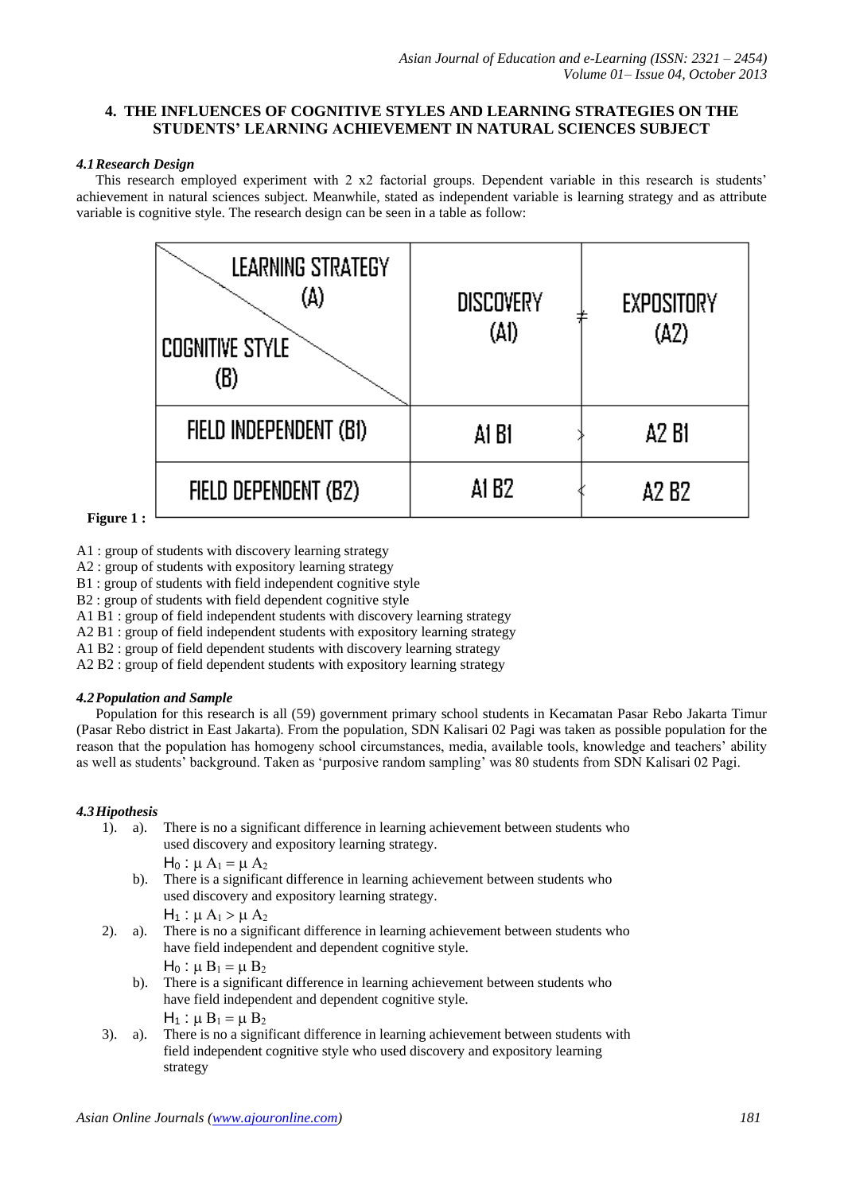## 4. THE INFLUENCES OF COGNITIVE STYLES AND LEARNING STRATEGIES ON THE STUDENTS' LEARNING ACHIEVEMENT IN NATURAL SCIENCES SUBJECT

### *4.1 Research Design*

This research employed experiment with 2 x2 factorial groups. Dependent variable in this research is students' achievement in natural sciences subject. Meanwhile, stated as independent variable is learning strategy and as attribute variable is cognitive style. The research design can be seen in a table as follow:

| LEARNING STRATEGY (A) / COGNITIVE STYLE (B) | DISCOVERY (A1) | ≠ | EXPOSITORY (A2) |
|---|---|---|---|
| FIELD INDEPENDENT (B1) | A1 B1 | > | A2 B1 |
| FIELD DEPENDENT (B2) | A1 B2 | < | A2 B2 |

**Figure 1 :**

A1 : group of students with discovery learning strategy
A2 : group of students with expository learning strategy
B1 : group of students with field independent cognitive style
B2 : group of students with field dependent cognitive style
A1 B1 : group of field independent students with discovery learning strategy
A2 B1 : group of field independent students with expository learning strategy
A1 B2 : group of field dependent students with discovery learning strategy
A2 B2 : group of field dependent students with expository learning strategy

### *4.2 Population and Sample*

Population for this research is all (59) government primary school students in Kecamatan Pasar Rebo Jakarta Timur (Pasar Rebo district in East Jakarta). From the population, SDN Kalisari 02 Pagi was taken as possible population for the reason that the population has homogeny school circumstances, media, available tools, knowledge and teachers' ability as well as students' background. Taken as 'purposive random sampling' was 80 students from SDN Kalisari 02 Pagi.

### *4.3 Hipothesis*

1). a). There is no a significant difference in learning achievement between students who used discovery and expository learning strategy.

$H_0 : \mu A_1 = \mu A_2$

b). There is a significant difference in learning achievement between students who used discovery and expository learning strategy.

$H_1 : \mu A_1 > \mu A_2$

2). a). There is no a significant difference in learning achievement between students who have field independent and dependent cognitive style.

$H_0 : \mu B_1 = \mu B_2$

b). There is a significant difference in learning achievement between students who have field independent and dependent cognitive style.

$H_1 : \mu B_1 = \mu B_2$

3). a). There is no a significant difference in learning achievement between students with field independent cognitive style who used discovery and expository learning strategy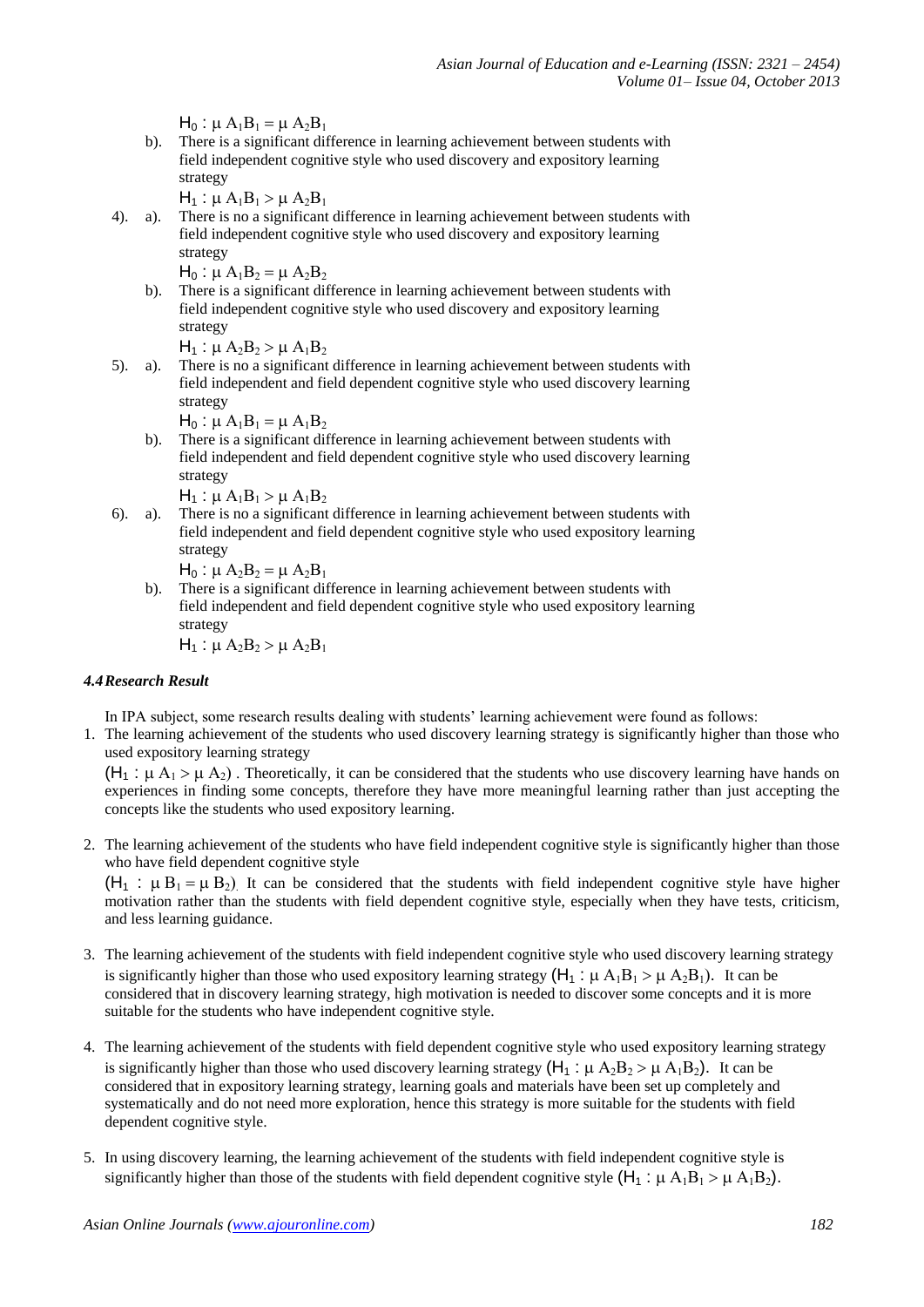$H_0 : \mu A_1B_1 = \mu A_2B_1$

b). There is a significant difference in learning achievement between students with field independent cognitive style who used discovery and expository learning strategy

$H_1 : \mu A_1B_1 > \mu A_2B_1$

4). a). There is no a significant difference in learning achievement between students with field independent cognitive style who used discovery and expository learning strategy

$H_0 : \mu A_1B_2 = \mu A_2B_2$

b). There is a significant difference in learning achievement between students with field independent cognitive style who used discovery and expository learning strategy

$H_1 : \mu A_2B_2 > \mu A_1B_2$

5). a). There is no a significant difference in learning achievement between students with field independent and field dependent cognitive style who used discovery learning strategy

$H_0 : \mu A_1B_1 = \mu A_1B_2$

b). There is a significant difference in learning achievement between students with field independent and field dependent cognitive style who used discovery learning strategy

$H_1 : \mu A_1B_1 > \mu A_1B_2$

6). a). There is no a significant difference in learning achievement between students with field independent and field dependent cognitive style who used expository learning strategy

$H_0 : \mu A_2B_2 = \mu A_2B_1$

b). There is a significant difference in learning achievement between students with field independent and field dependent cognitive style who used expository learning strategy

$H_1 : \mu A_2B_2 > \mu A_2B_1$

### *4.4 Research Result*

In IPA subject, some research results dealing with students' learning achievement were found as follows:

1. The learning achievement of the students who used discovery learning strategy is significantly higher than those who used expository learning strategy

   ($H_1 : \mu A_1 > \mu A_2$) . Theoretically, it can be considered that the students who use discovery learning have hands on experiences in finding some concepts, therefore they have more meaningful learning rather than just accepting the concepts like the students who used expository learning.

2. The learning achievement of the students who have field independent cognitive style is significantly higher than those who have field dependent cognitive style

   ($H_1 : \mu B_1 = \mu B_2$). It can be considered that the students with field independent cognitive style have higher motivation rather than the students with field dependent cognitive style, especially when they have tests, criticism, and less learning guidance.

3. The learning achievement of the students with field independent cognitive style who used discovery learning strategy is significantly higher than those who used expository learning strategy ($H_1 : \mu A_1B_1 > \mu A_2B_1$). It can be considered that in discovery learning strategy, high motivation is needed to discover some concepts and it is more suitable for the students who have independent cognitive style.

4. The learning achievement of the students with field dependent cognitive style who used expository learning strategy is significantly higher than those who used discovery learning strategy ($H_1 : \mu A_2B_2 > \mu A_1B_2$). It can be considered that in expository learning strategy, learning goals and materials have been set up completely and systematically and do not need more exploration, hence this strategy is more suitable for the students with field dependent cognitive style.

5. In using discovery learning, the learning achievement of the students with field independent cognitive style is significantly higher than those of the students with field dependent cognitive style ($H_1 : \mu A_1B_1 > \mu A_1B_2$).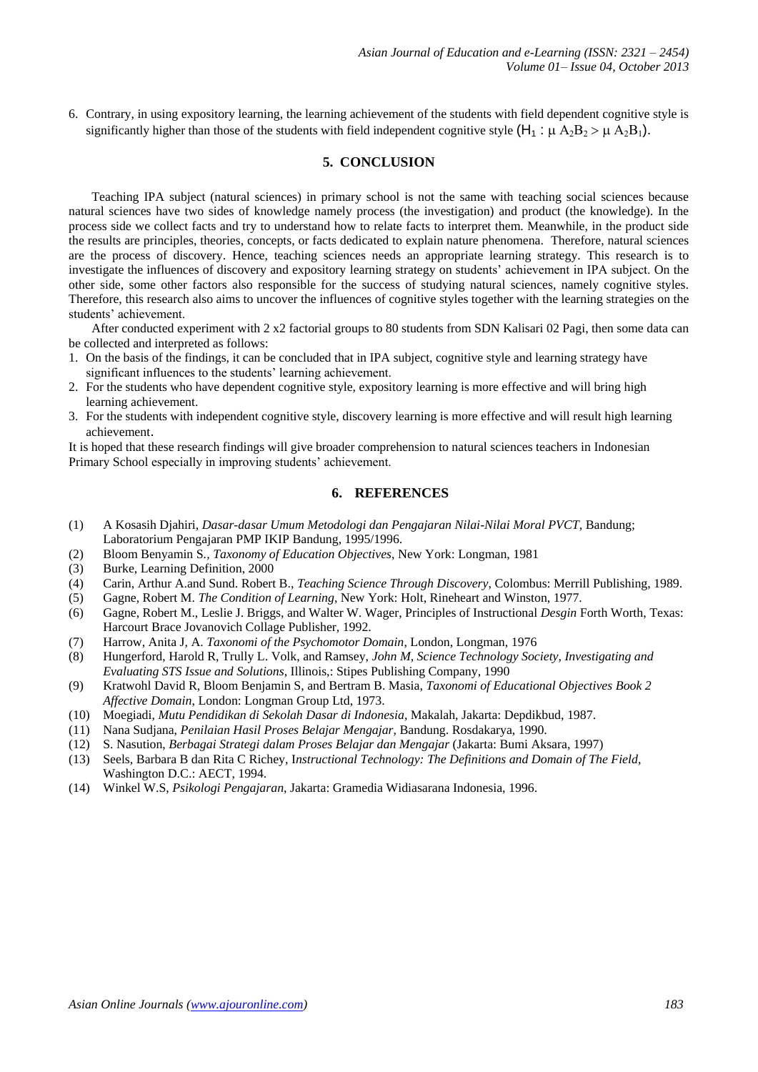6. Contrary, in using expository learning, the learning achievement of the students with field dependent cognitive style is significantly higher than those of the students with field independent cognitive style ($H_1 : \mu A_2B_2 > \mu A_2B_1$).

## 5. CONCLUSION

Teaching IPA subject (natural sciences) in primary school is not the same with teaching social sciences because natural sciences have two sides of knowledge namely process (the investigation) and product (the knowledge). In the process side we collect facts and try to understand how to relate facts to interpret them. Meanwhile, in the product side the results are principles, theories, concepts, or facts dedicated to explain nature phenomena. Therefore, natural sciences are the process of discovery. Hence, teaching sciences needs an appropriate learning strategy. This research is to investigate the influences of discovery and expository learning strategy on students' achievement in IPA subject. On the other side, some other factors also responsible for the success of studying natural sciences, namely cognitive styles. Therefore, this research also aims to uncover the influences of cognitive styles together with the learning strategies on the students' achievement.

After conducted experiment with 2 x2 factorial groups to 80 students from SDN Kalisari 02 Pagi, then some data can be collected and interpreted as follows:

1. On the basis of the findings, it can be concluded that in IPA subject, cognitive style and learning strategy have significant influences to the students' learning achievement.
2. For the students who have dependent cognitive style, expository learning is more effective and will bring high learning achievement.
3. For the students with independent cognitive style, discovery learning is more effective and will result high learning achievement.

It is hoped that these research findings will give broader comprehension to natural sciences teachers in Indonesian Primary School especially in improving students' achievement.

## 6. REFERENCES

(1) A Kosasih Djahiri, *Dasar-dasar Umum Metodologi dan Pengajaran Nilai-Nilai Moral PVCT*, Bandung; Laboratorium Pengajaran PMP IKIP Bandung, 1995/1996.

(2) Bloom Benyamin S., *Taxonomy of Education Objectives*, New York: Longman, 1981

(3) Burke, Learning Definition, 2000

(4) Carin, Arthur A.and Sund. Robert B., *Teaching Science Through Discovery*, Colombus: Merrill Publishing, 1989.

(5) Gagne, Robert M. *The Condition of Learning*, New York: Holt, Rineheart and Winston, 1977.

(6) Gagne, Robert M., Leslie J. Briggs, and Walter W. Wager, Principles of Instructional *Desgin* Forth Worth, Texas: Harcourt Brace Jovanovich Collage Publisher, 1992.

(7) Harrow, Anita J, A. *Taxonomi of the Psychomotor Domain*, London, Longman, 1976

(8) Hungerford, Harold R, Trully L. Volk, and Ramsey, *John M, Science Technology Society, Investigating and Evaluating STS Issue and Solutions*, Illinois,: Stipes Publishing Company, 1990

(9) Kratwohl David R, Bloom Benjamin S, and Bertram B. Masia, *Taxonomi of Educational Objectives Book 2 Affective Domain*, London: Longman Group Ltd, 1973.

(10) Moegiadi, *Mutu Pendidikan di Sekolah Dasar di Indonesia*, Makalah, Jakarta: Depdikbud, 1987.

(11) Nana Sudjana, *Penilaian Hasil Proses Belajar Mengajar*, Bandung. Rosdakarya, 1990.

(12) S. Nasution, *Berbagai Strategi dalam Proses Belajar dan Mengajar* (Jakarta: Bumi Aksara, 1997)

(13) Seels, Barbara B dan Rita C Richey, I*nstructional Technology: The Definitions and Domain of The Field*, Washington D.C.: AECT, 1994.

(14) Winkel W.S, *Psikologi Pengajaran*, Jakarta: Gramedia Widiasarana Indonesia, 1996.